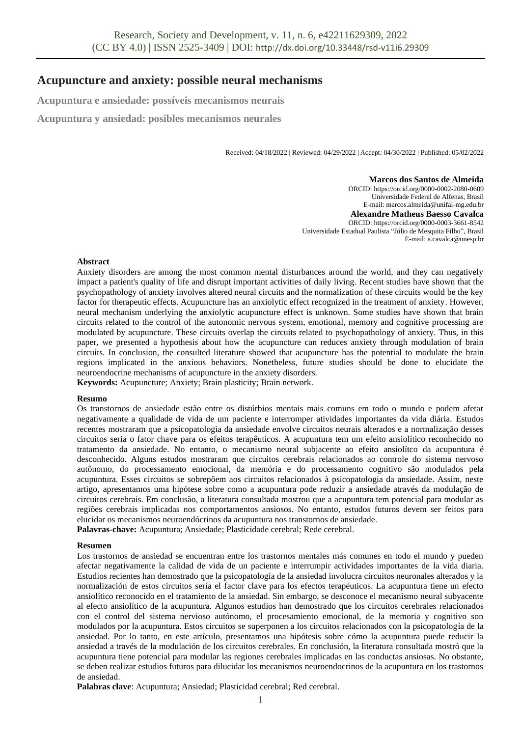# Acupuncture and anxiety: possible neural mechanisms

## Acupuntura e ansiedade: possíveis mecanismos neurais

## Acupuntura y ansiedad: posibles mecanismos neurales

Received: 04/18/2022 | Reviewed: 04/29/2022 | Accept: 04/30/2022 | Published: 05/02/2022

**Marcos dos Santos de Almeida**
ORCID: https://orcid.org/0000-0002-2080-0609
Universidade Federal de Alfenas, Brasil
E-mail: marcos.almeida@unifal-mg.edu.br

**Alexandre Matheus Baesso Cavalca**
ORCID: https://orcid.org/0000-0003-3661-8542
Universidade Estadual Paulista "Júlio de Mesquita Filho", Brasil
E-mail: a.cavalca@unesp.br

**Abstract**

Anxiety disorders are among the most common mental disturbances around the world, and they can negatively impact a patient's quality of life and disrupt important activities of daily living. Recent studies have shown that the psychopathology of anxiety involves altered neural circuits and the normalization of these circuits would be the key factor for therapeutic effects. Acupuncture has an anxiolytic effect recognized in the treatment of anxiety. However, neural mechanism underlying the anxiolytic acupuncture effect is unknown. Some studies have shown that brain circuits related to the control of the autonomic nervous system, emotional, memory and cognitive processing are modulated by acupuncture. These circuits overlap the circuits related to psychopathology of anxiety. Thus, in this paper, we presented a hypothesis about how the acupuncture can reduces anxiety through modulation of brain circuits. In conclusion, the consulted literature showed that acupuncture has the potential to modulate the brain regions implicated in the anxious behaviors. Nonetheless, future studies should be done to elucidate the neuroendocrine mechanisms of acupuncture in the anxiety disorders.

**Keywords:** Acupuncture; Anxiety; Brain plasticity; Brain network.

**Resumo**

Os transtornos de ansiedade estão entre os distúrbios mentais mais comuns em todo o mundo e podem afetar negativamente a qualidade de vida de um paciente e interromper atividades importantes da vida diária. Estudos recentes mostraram que a psicopatologia da ansiedade envolve circuitos neurais alterados e a normalização desses circuitos seria o fator chave para os efeitos terapêuticos. A acupuntura tem um efeito ansiolítico reconhecido no tratamento da ansiedade. No entanto, o mecanismo neural subjacente ao efeito ansiolítco da acupuntura é desconhecido. Alguns estudos mostraram que circuitos cerebrais relacionados ao controle do sistema nervoso autônomo, do processamento emocional, da memória e do processamento cognitivo são modulados pela acupuntura. Esses circuitos se sobrepõem aos circuitos relacionados à psicopatologia da ansiedade. Assim, neste artigo, apresentamos uma hipótese sobre como a acupuntura pode reduzir a ansiedade através da modulação de circuitos cerebrais. Em conclusão, a literatura consultada mostrou que a acupuntura tem potencial para modular as regiões cerebrais implicadas nos comportamentos ansiosos. No entanto, estudos futuros devem ser feitos para elucidar os mecanismos neuroendócrinos da acupuntura nos transtornos de ansiedade.

**Palavras-chave:** Acupuntura; Ansiedade; Plasticidade cerebral; Rede cerebral.

**Resumen**

Los trastornos de ansiedad se encuentran entre los trastornos mentales más comunes en todo el mundo y pueden afectar negativamente la calidad de vida de un paciente e interrumpir actividades importantes de la vida diaria. Estudios recientes han demostrado que la psicopatología de la ansiedad involucra circuitos neuronales alterados y la normalización de estos circuitos sería el factor clave para los efectos terapéuticos. La acupuntura tiene un efecto ansiolítico reconocido en el tratamiento de la ansiedad. Sin embargo, se desconoce el mecanismo neural subyacente al efecto ansiolítico de la acupuntura. Algunos estudios han demostrado que los circuitos cerebrales relacionados con el control del sistema nervioso autónomo, el procesamiento emocional, de la memoria y cognitivo son modulados por la acupuntura. Estos circuitos se superponen a los circuitos relacionados con la psicopatología de la ansiedad. Por lo tanto, en este artículo, presentamos una hipótesis sobre cómo la acupuntura puede reducir la ansiedad a través de la modulación de los circuitos cerebrales. En conclusión, la literatura consultada mostró que la acupuntura tiene potencial para modular las regiones cerebrales implicadas en las conductas ansiosas. No obstante, se deben realizar estudios futuros para dilucidar los mecanismos neuroendocrinos de la acupuntura en los trastornos de ansiedad.

**Palabras clave**: Acupuntura; Ansiedad; Plasticidad cerebral; Red cerebral.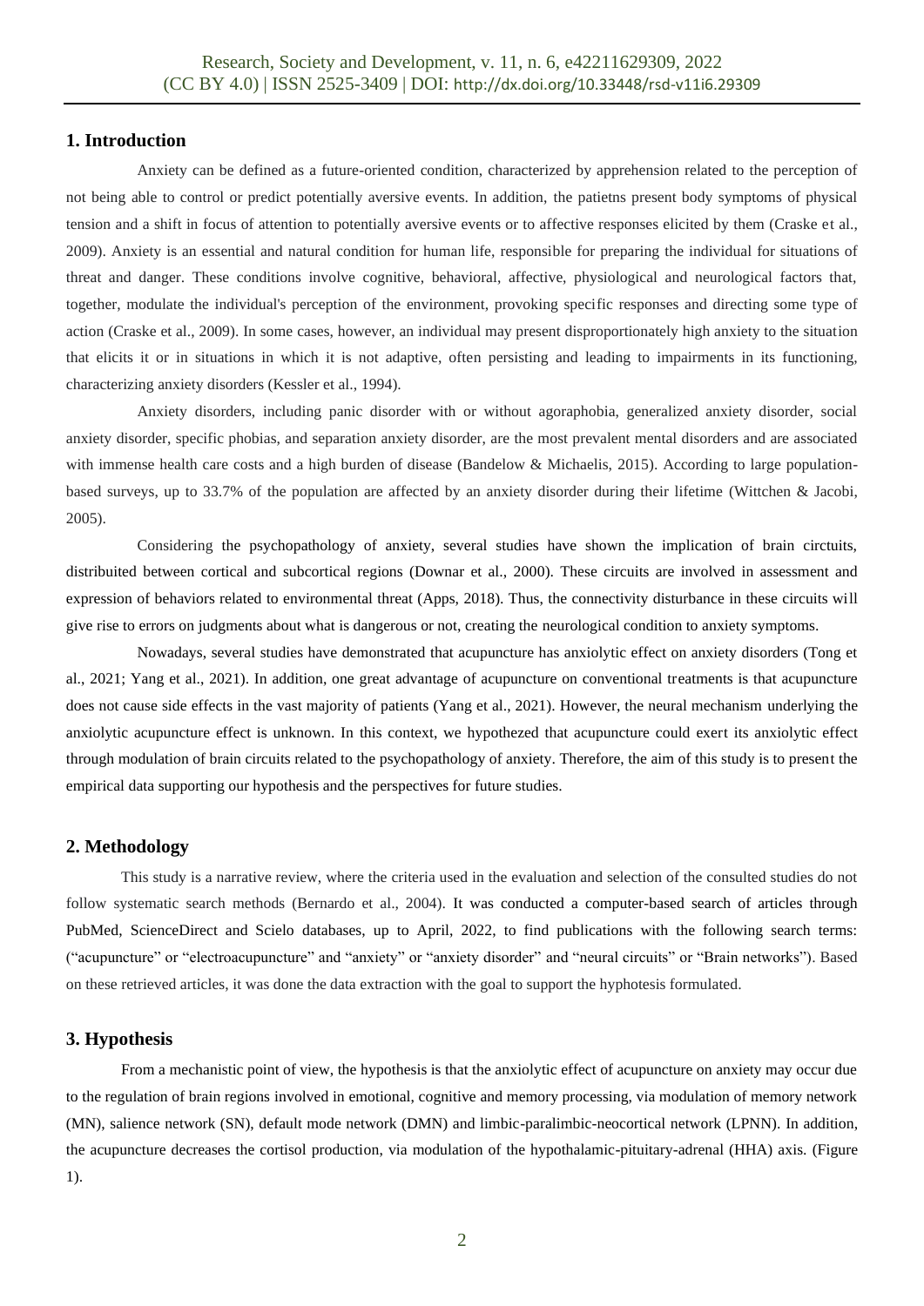## 1. Introduction

Anxiety can be defined as a future-oriented condition, characterized by apprehension related to the perception of not being able to control or predict potentially aversive events. In addition, the patietns present body symptoms of physical tension and a shift in focus of attention to potentially aversive events or to affective responses elicited by them (Craske et al., 2009). Anxiety is an essential and natural condition for human life, responsible for preparing the individual for situations of threat and danger. These conditions involve cognitive, behavioral, affective, physiological and neurological factors that, together, modulate the individual's perception of the environment, provoking specific responses and directing some type of action (Craske et al., 2009). In some cases, however, an individual may present disproportionately high anxiety to the situation that elicits it or in situations in which it is not adaptive, often persisting and leading to impairments in its functioning, characterizing anxiety disorders (Kessler et al., 1994).

Anxiety disorders, including panic disorder with or without agoraphobia, generalized anxiety disorder, social anxiety disorder, specific phobias, and separation anxiety disorder, are the most prevalent mental disorders and are associated with immense health care costs and a high burden of disease (Bandelow & Michaelis, 2015). According to large population-based surveys, up to 33.7% of the population are affected by an anxiety disorder during their lifetime (Wittchen & Jacobi, 2005).

Considering the psychopathology of anxiety, several studies have shown the implication of brain circtuits, distribuited between cortical and subcortical regions (Downar et al., 2000). These circuits are involved in assessment and expression of behaviors related to environmental threat (Apps, 2018). Thus, the connectivity disturbance in these circuits will give rise to errors on judgments about what is dangerous or not, creating the neurological condition to anxiety symptoms.

Nowadays, several studies have demonstrated that acupuncture has anxiolytic effect on anxiety disorders (Tong et al., 2021; Yang et al., 2021). In addition, one great advantage of acupuncture on conventional treatments is that acupuncture does not cause side effects in the vast majority of patients (Yang et al., 2021). However, the neural mechanism underlying the anxiolytic acupuncture effect is unknown. In this context, we hypothezed that acupuncture could exert its anxiolytic effect through modulation of brain circuits related to the psychopathology of anxiety. Therefore, the aim of this study is to present the empirical data supporting our hypothesis and the perspectives for future studies.

## 2. Methodology

This study is a narrative review, where the criteria used in the evaluation and selection of the consulted studies do not follow systematic search methods (Bernardo et al., 2004). It was conducted a computer-based search of articles through PubMed, ScienceDirect and Scielo databases, up to April, 2022, to find publications with the following search terms: ("acupuncture" or "electroacupuncture" and "anxiety" or "anxiety disorder" and "neural circuits" or "Brain networks"). Based on these retrieved articles, it was done the data extraction with the goal to support the hyphotesis formulated.

## 3. Hypothesis

From a mechanistic point of view, the hypothesis is that the anxiolytic effect of acupuncture on anxiety may occur due to the regulation of brain regions involved in emotional, cognitive and memory processing, via modulation of memory network (MN), salience network (SN), default mode network (DMN) and limbic-paralimbic-neocortical network (LPNN). In addition, the acupuncture decreases the cortisol production, via modulation of the hypothalamic-pituitary-adrenal (HHA) axis. (Figure 1).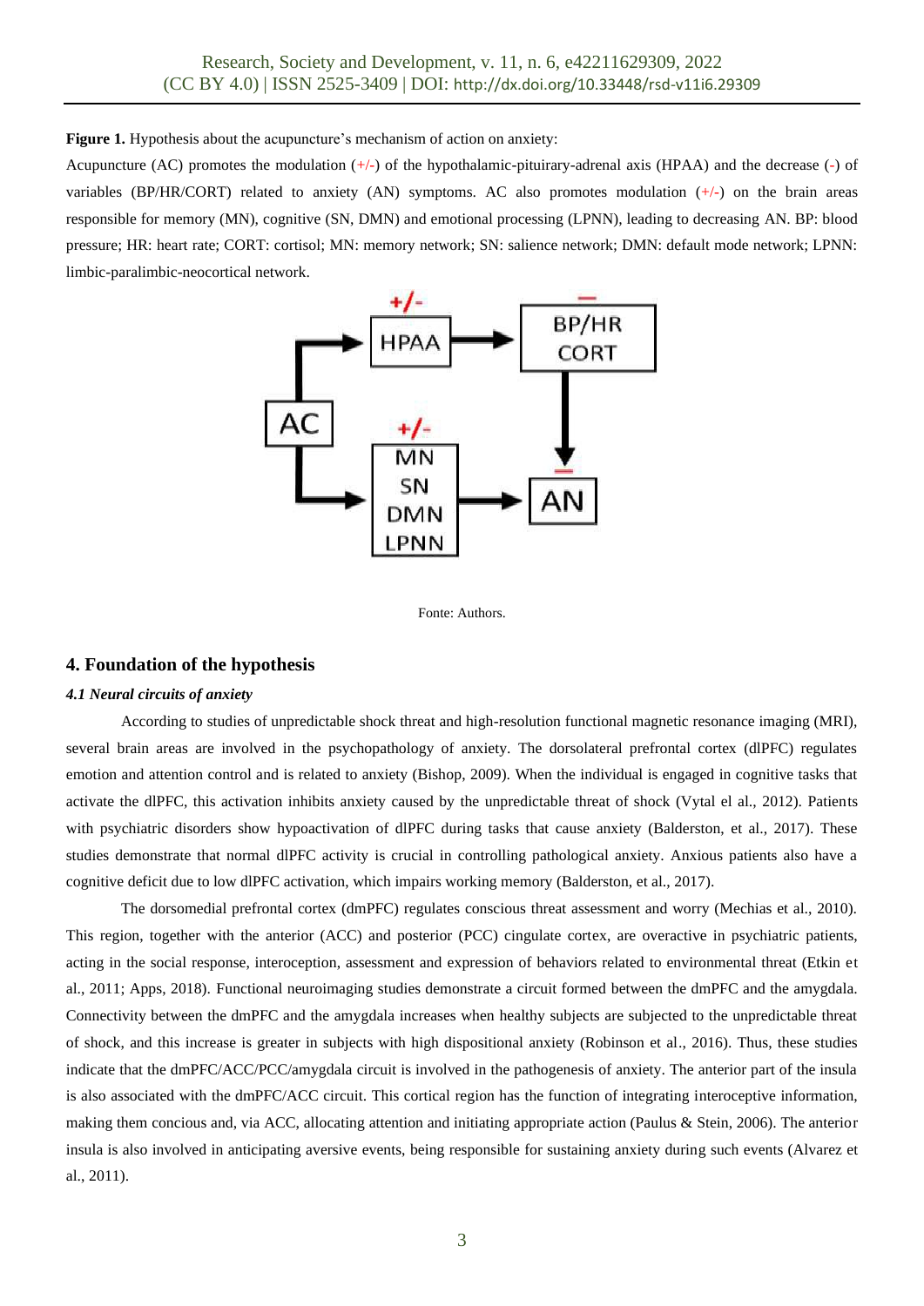**Figure 1.** Hypothesis about the acupuncture's mechanism of action on anxiety:

Acupuncture (AC) promotes the modulation (+/-) of the hypothalamic-pituirary-adrenal axis (HPAA) and the decrease (-) of variables (BP/HR/CORT) related to anxiety (AN) symptoms. AC also promotes modulation (+/-) on the brain areas responsible for memory (MN), cognitive (SN, DMN) and emotional processing (LPNN), leading to decreasing AN. BP: blood pressure; HR: heart rate; CORT: cortisol; MN: memory network; SN: salience network; DMN: default mode network; LPNN: limbic-paralimbic-neocortical network.

Fonte: Authors.

## 4. Foundation of the hypothesis

### *4.1 Neural circuits of anxiety*

According to studies of unpredictable shock threat and high-resolution functional magnetic resonance imaging (MRI), several brain areas are involved in the psychopathology of anxiety. The dorsolateral prefrontal cortex (dlPFC) regulates emotion and attention control and is related to anxiety (Bishop, 2009). When the individual is engaged in cognitive tasks that activate the dlPFC, this activation inhibits anxiety caused by the unpredictable threat of shock (Vytal el al., 2012). Patients with psychiatric disorders show hypoactivation of dlPFC during tasks that cause anxiety (Balderston, et al., 2017). These studies demonstrate that normal dlPFC activity is crucial in controlling pathological anxiety. Anxious patients also have a cognitive deficit due to low dlPFC activation, which impairs working memory (Balderston, et al., 2017).

The dorsomedial prefrontal cortex (dmPFC) regulates conscious threat assessment and worry (Mechias et al., 2010). This region, together with the anterior (ACC) and posterior (PCC) cingulate cortex, are overactive in psychiatric patients, acting in the social response, interoception, assessment and expression of behaviors related to environmental threat (Etkin et al., 2011; Apps, 2018). Functional neuroimaging studies demonstrate a circuit formed between the dmPFC and the amygdala. Connectivity between the dmPFC and the amygdala increases when healthy subjects are subjected to the unpredictable threat of shock, and this increase is greater in subjects with high dispositional anxiety (Robinson et al., 2016). Thus, these studies indicate that the dmPFC/ACC/PCC/amygdala circuit is involved in the pathogenesis of anxiety. The anterior part of the insula is also associated with the dmPFC/ACC circuit. This cortical region has the function of integrating interoceptive information, making them concious and, via ACC, allocating attention and initiating appropriate action (Paulus & Stein, 2006). The anterior insula is also involved in anticipating aversive events, being responsible for sustaining anxiety during such events (Alvarez et al., 2011).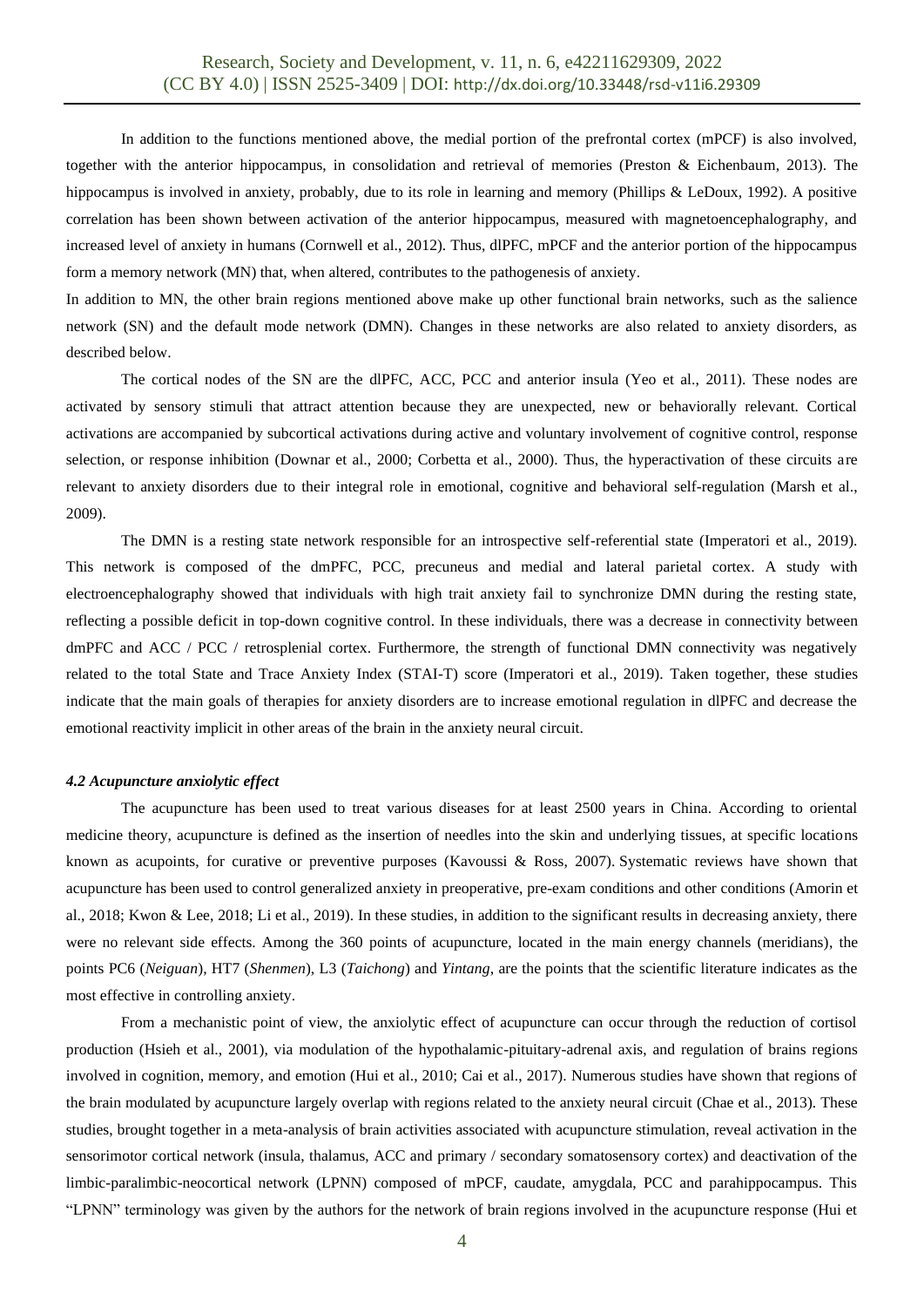In addition to the functions mentioned above, the medial portion of the prefrontal cortex (mPCF) is also involved, together with the anterior hippocampus, in consolidation and retrieval of memories (Preston & Eichenbaum, 2013). The hippocampus is involved in anxiety, probably, due to its role in learning and memory (Phillips & LeDoux, 1992). A positive correlation has been shown between activation of the anterior hippocampus, measured with magnetoencephalography, and increased level of anxiety in humans (Cornwell et al., 2012). Thus, dlPFC, mPCF and the anterior portion of the hippocampus form a memory network (MN) that, when altered, contributes to the pathogenesis of anxiety.

In addition to MN, the other brain regions mentioned above make up other functional brain networks, such as the salience network (SN) and the default mode network (DMN). Changes in these networks are also related to anxiety disorders, as described below.

The cortical nodes of the SN are the dlPFC, ACC, PCC and anterior insula (Yeo et al., 2011). These nodes are activated by sensory stimuli that attract attention because they are unexpected, new or behaviorally relevant. Cortical activations are accompanied by subcortical activations during active and voluntary involvement of cognitive control, response selection, or response inhibition (Downar et al., 2000; Corbetta et al., 2000). Thus, the hyperactivation of these circuits are relevant to anxiety disorders due to their integral role in emotional, cognitive and behavioral self-regulation (Marsh et al., 2009).

The DMN is a resting state network responsible for an introspective self-referential state (Imperatori et al., 2019). This network is composed of the dmPFC, PCC, precuneus and medial and lateral parietal cortex. A study with electroencephalography showed that individuals with high trait anxiety fail to synchronize DMN during the resting state, reflecting a possible deficit in top-down cognitive control. In these individuals, there was a decrease in connectivity between dmPFC and ACC / PCC / retrosplenial cortex. Furthermore, the strength of functional DMN connectivity was negatively related to the total State and Trace Anxiety Index (STAI-T) score (Imperatori et al., 2019). Taken together, these studies indicate that the main goals of therapies for anxiety disorders are to increase emotional regulation in dlPFC and decrease the emotional reactivity implicit in other areas of the brain in the anxiety neural circuit.

#### *4.2 Acupuncture anxiolytic effect*

The acupuncture has been used to treat various diseases for at least 2500 years in China. According to oriental medicine theory, acupuncture is defined as the insertion of needles into the skin and underlying tissues, at specific locations known as acupoints, for curative or preventive purposes (Kavoussi & Ross, 2007). Systematic reviews have shown that acupuncture has been used to control generalized anxiety in preoperative, pre-exam conditions and other conditions (Amorin et al., 2018; Kwon & Lee, 2018; Li et al., 2019). In these studies, in addition to the significant results in decreasing anxiety, there were no relevant side effects. Among the 360 points of acupuncture, located in the main energy channels (meridians), the points PC6 (*Neiguan*), HT7 (*Shenmen*), L3 (*Taichong*) and *Yintang*, are the points that the scientific literature indicates as the most effective in controlling anxiety.

From a mechanistic point of view, the anxiolytic effect of acupuncture can occur through the reduction of cortisol production (Hsieh et al., 2001), via modulation of the hypothalamic-pituitary-adrenal axis, and regulation of brains regions involved in cognition, memory, and emotion (Hui et al., 2010; Cai et al., 2017). Numerous studies have shown that regions of the brain modulated by acupuncture largely overlap with regions related to the anxiety neural circuit (Chae et al., 2013). These studies, brought together in a meta-analysis of brain activities associated with acupuncture stimulation, reveal activation in the sensorimotor cortical network (insula, thalamus, ACC and primary / secondary somatosensory cortex) and deactivation of the limbic-paralimbic-neocortical network (LPNN) composed of mPCF, caudate, amygdala, PCC and parahippocampus. This "LPNN" terminology was given by the authors for the network of brain regions involved in the acupuncture response (Hui et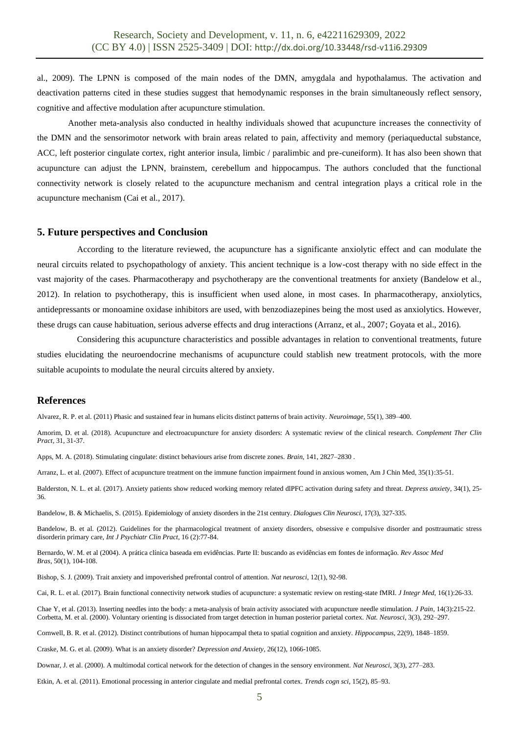al., 2009). The LPNN is composed of the main nodes of the DMN, amygdala and hypothalamus. The activation and deactivation patterns cited in these studies suggest that hemodynamic responses in the brain simultaneously reflect sensory, cognitive and affective modulation after acupuncture stimulation.

Another meta-analysis also conducted in healthy individuals showed that acupuncture increases the connectivity of the DMN and the sensorimotor network with brain areas related to pain, affectivity and memory (periaqueductal substance, ACC, left posterior cingulate cortex, right anterior insula, limbic / paralimbic and pre-cuneiform). It has also been shown that acupuncture can adjust the LPNN, brainstem, cerebellum and hippocampus. The authors concluded that the functional connectivity network is closely related to the acupuncture mechanism and central integration plays a critical role in the acupuncture mechanism (Cai et al., 2017).

## 5. Future perspectives and Conclusion

According to the literature reviewed, the acupuncture has a significante anxiolytic effect and can modulate the neural circuits related to psychopathology of anxiety. This ancient technique is a low-cost therapy with no side effect in the vast majority of the cases. Pharmacotherapy and psychotherapy are the conventional treatments for anxiety (Bandelow et al., 2012). In relation to psychotherapy, this is insufficient when used alone, in most cases. In pharmacotherapy, anxiolytics, antidepressants or monoamine oxidase inhibitors are used, with benzodiazepines being the most used as anxiolytics. However, these drugs can cause habituation, serious adverse effects and drug interactions (Arranz, et al., 2007; Goyata et al., 2016).

Considering this acupuncture characteristics and possible advantages in relation to conventional treatments, future studies elucidating the neuroendocrine mechanisms of acupuncture could stablish new treatment protocols, with the more suitable acupoints to modulate the neural circuits altered by anxiety.

## References

Alvarez, R. P. et al. (2011) Phasic and sustained fear in humans elicits distinct patterns of brain activity. *Neuroimage*, 55(1), 389–400.

Amorim, D. et al. (2018). Acupuncture and electroacupuncture for anxiety disorders: A systematic review of the clinical research. *Complement Ther Clin Pract*, 31, 31-37.

Apps, M. A. (2018). Stimulating cingulate: distinct behaviours arise from discrete zones. *Brain*, 141, 2827–2830 .

Arranz, L. et al. (2007). Effect of acupuncture treatment on the immune function impairment found in anxious women, Am J Chin Med, 35(1):35-51.

Balderston, N. L. et al. (2017). Anxiety patients show reduced working memory related dlPFC activation during safety and threat. *Depress anxiety*, 34(1), 25-36.

Bandelow, B. & Michaelis, S. (2015). Epidemiology of anxiety disorders in the 21st century. *Dialogues Clin Neurosci*, 17(3), 327-335.

Bandelow, B. et al. (2012). Guidelines for the pharmacological treatment of anxiety disorders, obsessive e compulsive disorder and posttraumatic stress disorderin primary care, *Int J Psychiatr Clin Pract*, 16 (2):77-84.

Bernardo, W. M. et al (2004). A prática clínica baseada em evidências. Parte II: buscando as evidências em fontes de informação. *Rev Assoc Med Bras*, 50(1), 104-108.

Bishop, S. J. (2009). Trait anxiety and impoverished prefrontal control of attention. *Nat neurosci*, 12(1), 92-98.

Cai, R. L. et al. (2017). Brain functional connectivity network studies of acupuncture: a systematic review on resting-state fMRI. *J Integr Med*, 16(1):26-33.

Chae Y, et al. (2013). Inserting needles into the body: a meta-analysis of brain activity associated with acupuncture needle stimulation. *J Pain*, 14(3):215-22.

Corbetta, M. et al. (2000). Voluntary orienting is dissociated from target detection in human posterior parietal cortex. *Nat. Neurosci*, 3(3), 292–297.

Cornwell, B. R. et al. (2012). Distinct contributions of human hippocampal theta to spatial cognition and anxiety. *Hippocampus*, 22(9), 1848–1859.

Craske, M. G. et al. (2009). What is an anxiety disorder? *Depression and Anxiety*, 26(12), 1066-1085.

Downar, J. et al. (2000). A multimodal cortical network for the detection of changes in the sensory environment. *Nat Neurosci*, 3(3), 277–283.

Etkin, A. et al. (2011). Emotional processing in anterior cingulate and medial prefrontal cortex. *Trends cogn sci*, 15(2), 85–93.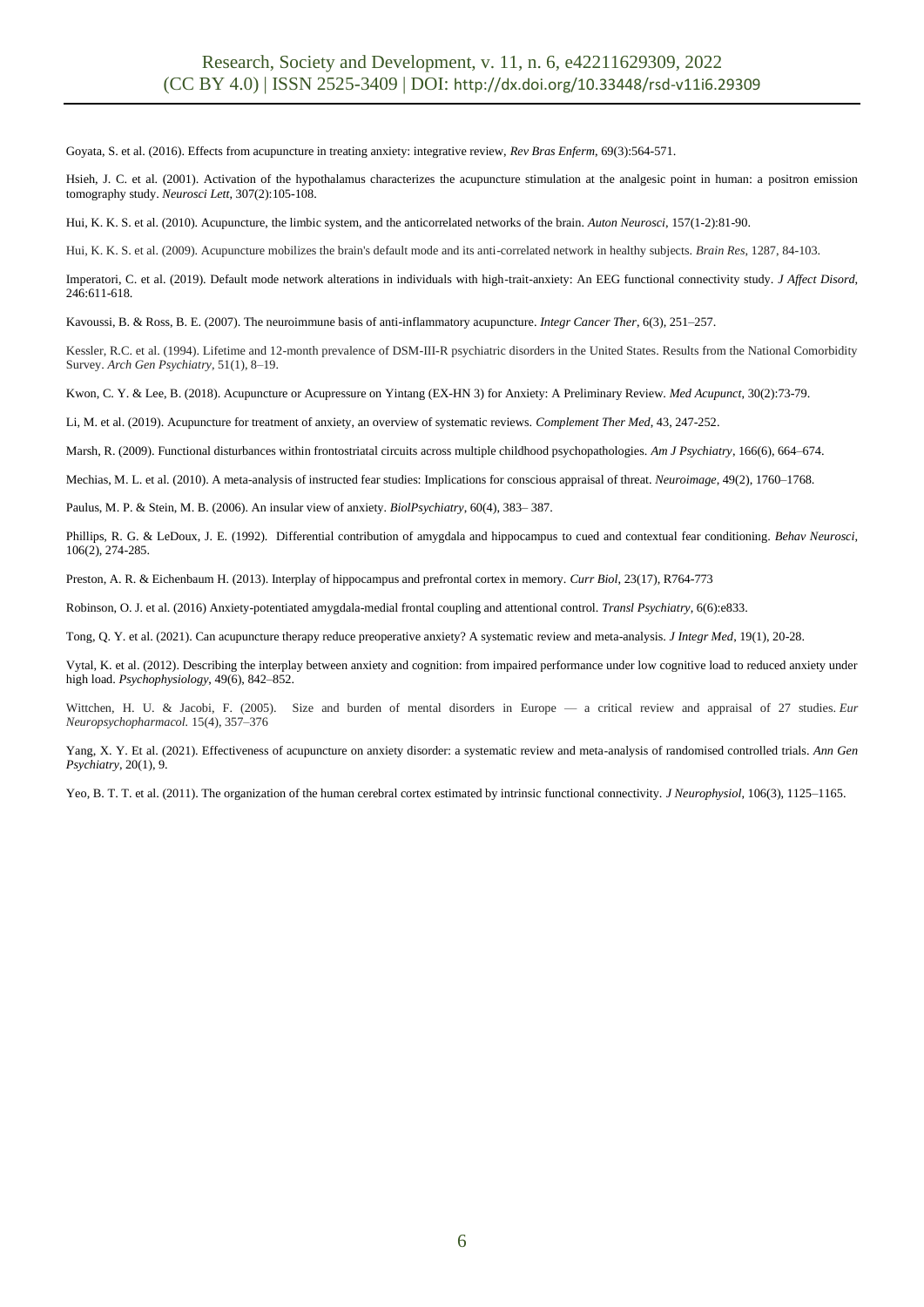Goyata, S. et al. (2016). Effects from acupuncture in treating anxiety: integrative review, *Rev Bras Enferm*, 69(3):564-571.

Hsieh, J. C. et al. (2001). Activation of the hypothalamus characterizes the acupuncture stimulation at the analgesic point in human: a positron emission tomography study. *Neurosci Lett*, 307(2):105-108.

Hui, K. K. S. et al. (2010). Acupuncture, the limbic system, and the anticorrelated networks of the brain. *Auton Neurosci*, 157(1-2):81-90.

Hui, K. K. S. et al. (2009). Acupuncture mobilizes the brain's default mode and its anti-correlated network in healthy subjects. *Brain Res*, 1287, 84-103.

Imperatori, C. et al. (2019). Default mode network alterations in individuals with high-trait-anxiety: An EEG functional connectivity study. *J Affect Disord*, 246:611-618.

Kavoussi, B. & Ross, B. E. (2007). The neuroimmune basis of anti-inflammatory acupuncture. *Integr Cancer Ther*, 6(3), 251–257.

Kessler, R.C. et al. (1994). Lifetime and 12-month prevalence of DSM-III-R psychiatric disorders in the United States. Results from the National Comorbidity Survey. *Arch Gen Psychiatry*, 51(1), 8–19.

Kwon, C. Y. & Lee, B. (2018). Acupuncture or Acupressure on Yintang (EX-HN 3) for Anxiety: A Preliminary Review. *Med Acupunct*, 30(2):73-79.

Li, M. et al. (2019). Acupuncture for treatment of anxiety, an overview of systematic reviews. *Complement Ther Med*, 43, 247-252.

Marsh, R. (2009). Functional disturbances within frontostriatal circuits across multiple childhood psychopathologies. *Am J Psychiatry*, 166(6), 664–674.

Mechias, M. L. et al. (2010). A meta-analysis of instructed fear studies: Implications for conscious appraisal of threat. *Neuroimage*, 49(2), 1760–1768.

Paulus, M. P. & Stein, M. B. (2006). An insular view of anxiety. *BiolPsychiatry*, 60(4), 383– 387.

Phillips, R. G. & LeDoux, J. E. (1992). Differential contribution of amygdala and hippocampus to cued and contextual fear conditioning. *Behav Neurosci*, 106(2), 274-285.

Preston, A. R. & Eichenbaum H. (2013). Interplay of hippocampus and prefrontal cortex in memory. *Curr Biol*, 23(17), R764-773

Robinson, O. J. et al. (2016) Anxiety-potentiated amygdala-medial frontal coupling and attentional control. *Transl Psychiatry*, 6(6):e833.

Tong, Q. Y. et al. (2021). Can acupuncture therapy reduce preoperative anxiety? A systematic review and meta-analysis. *J Integr Med*, 19(1), 20-28.

Vytal, K. et al. (2012). Describing the interplay between anxiety and cognition: from impaired performance under low cognitive load to reduced anxiety under high load. *Psychophysiology*, 49(6), 842–852.

Wittchen, H. U. & Jacobi, F. (2005). Size and burden of mental disorders in Europe — a critical review and appraisal of 27 studies. *Eur Neuropsychopharmacol*. 15(4), 357–376

Yang, X. Y. Et al. (2021). Effectiveness of acupuncture on anxiety disorder: a systematic review and meta-analysis of randomised controlled trials. *Ann Gen Psychiatry*, 20(1), 9.

Yeo, B. T. T. et al. (2011). The organization of the human cerebral cortex estimated by intrinsic functional connectivity. *J Neurophysiol*, 106(3), 1125–1165.